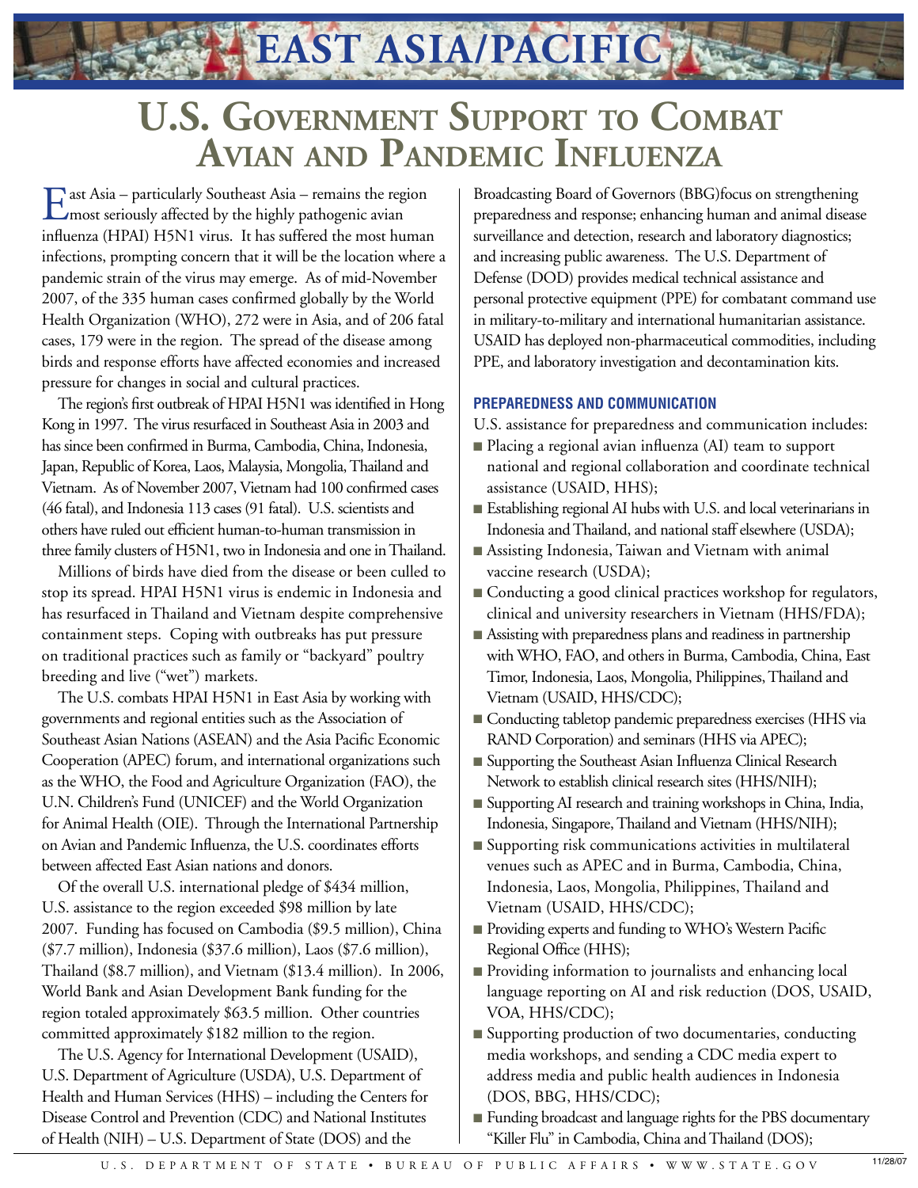# EAST ASIA/PACIFIC

# U.S. Government Support to Combat Avian and Pandemic Influenza

East Asia – particularly Southeast Asia – remains the region most seriously affected by the highly pathogenic avian influenza (HPAI) H5N1 virus. It has suffered the most human infections, prompting concern that it will be the location where a pandemic strain of the virus may emerge. As of mid-November 2007, of the 335 human cases confirmed globally by the World Health Organization (WHO), 272 were in Asia, and of 206 fatal cases, 179 were in the region. The spread of the disease among birds and response efforts have affected economies and increased pressure for changes in social and cultural practices.

The region's first outbreak of HPAI H5N1 was identified in Hong Kong in 1997. The virus resurfaced in Southeast Asia in 2003 and has since been confirmed in Burma, Cambodia, China, Indonesia, Japan, Republic of Korea, Laos, Malaysia, Mongolia, Thailand and Vietnam. As of November 2007, Vietnam had 100 confirmed cases (46 fatal), and Indonesia 113 cases (91 fatal). U.S. scientists and others have ruled out efficient human-to-human transmission in three family clusters of H5N1, two in Indonesia and one in Thailand.

Millions of birds have died from the disease or been culled to stop its spread. HPAI H5N1 virus is endemic in Indonesia and has resurfaced in Thailand and Vietnam despite comprehensive containment steps. Coping with outbreaks has put pressure on traditional practices such as family or "backyard" poultry breeding and live ("wet") markets.

The U.S. combats HPAI H5N1 in East Asia by working with governments and regional entities such as the Association of Southeast Asian Nations (ASEAN) and the Asia Pacific Economic Cooperation (APEC) forum, and international organizations such as the WHO, the Food and Agriculture Organization (FAO), the U.N. Children's Fund (UNICEF) and the World Organization for Animal Health (OIE). Through the International Partnership on Avian and Pandemic Influenza, the U.S. coordinates efforts between affected East Asian nations and donors.

Of the overall U.S. international pledge of $434 million, U.S. assistance to the region exceeded $98 million by late 2007. Funding has focused on Cambodia ($9.5 million), China ($7.7 million), Indonesia ($37.6 million), Laos ($7.6 million), Thailand ($8.7 million), and Vietnam ($13.4 million). In 2006, World Bank and Asian Development Bank funding for the region totaled approximately $63.5 million. Other countries committed approximately $182 million to the region.

The U.S. Agency for International Development (USAID), U.S. Department of Agriculture (USDA), U.S. Department of Health and Human Services (HHS) – including the Centers for Disease Control and Prevention (CDC) and National Institutes of Health (NIH) – U.S. Department of State (DOS) and the Broadcasting Board of Governors (BBG)focus on strengthening preparedness and response; enhancing human and animal disease surveillance and detection, research and laboratory diagnostics; and increasing public awareness. The U.S. Department of Defense (DOD) provides medical technical assistance and personal protective equipment (PPE) for combatant command use in military-to-military and international humanitarian assistance. USAID has deployed non-pharmaceutical commodities, including PPE, and laboratory investigation and decontamination kits.

### PREPAREDNESS AND COMMUNICATION

U.S. assistance for preparedness and communication includes:

- Placing a regional avian influenza (AI) team to support national and regional collaboration and coordinate technical assistance (USAID, HHS);
- Establishing regional AI hubs with U.S. and local veterinarians in Indonesia and Thailand, and national staff elsewhere (USDA);
- Assisting Indonesia, Taiwan and Vietnam with animal vaccine research (USDA);
- Conducting a good clinical practices workshop for regulators, clinical and university researchers in Vietnam (HHS/FDA);
- Assisting with preparedness plans and readiness in partnership with WHO, FAO, and others in Burma, Cambodia, China, East Timor, Indonesia, Laos, Mongolia, Philippines, Thailand and Vietnam (USAID, HHS/CDC);
- Conducting tabletop pandemic preparedness exercises (HHS via RAND Corporation) and seminars (HHS via APEC);
- Supporting the Southeast Asian Influenza Clinical Research Network to establish clinical research sites (HHS/NIH);
- Supporting AI research and training workshops in China, India, Indonesia, Singapore, Thailand and Vietnam (HHS/NIH);
- Supporting risk communications activities in multilateral venues such as APEC and in Burma, Cambodia, China, Indonesia, Laos, Mongolia, Philippines, Thailand and Vietnam (USAID, HHS/CDC);
- Providing experts and funding to WHO's Western Pacific Regional Office (HHS);
- Providing information to journalists and enhancing local language reporting on AI and risk reduction (DOS, USAID, VOA, HHS/CDC);
- Supporting production of two documentaries, conducting media workshops, and sending a CDC media expert to address media and public health audiences in Indonesia (DOS, BBG, HHS/CDC);
- Funding broadcast and language rights for the PBS documentary "Killer Flu" in Cambodia, China and Thailand (DOS);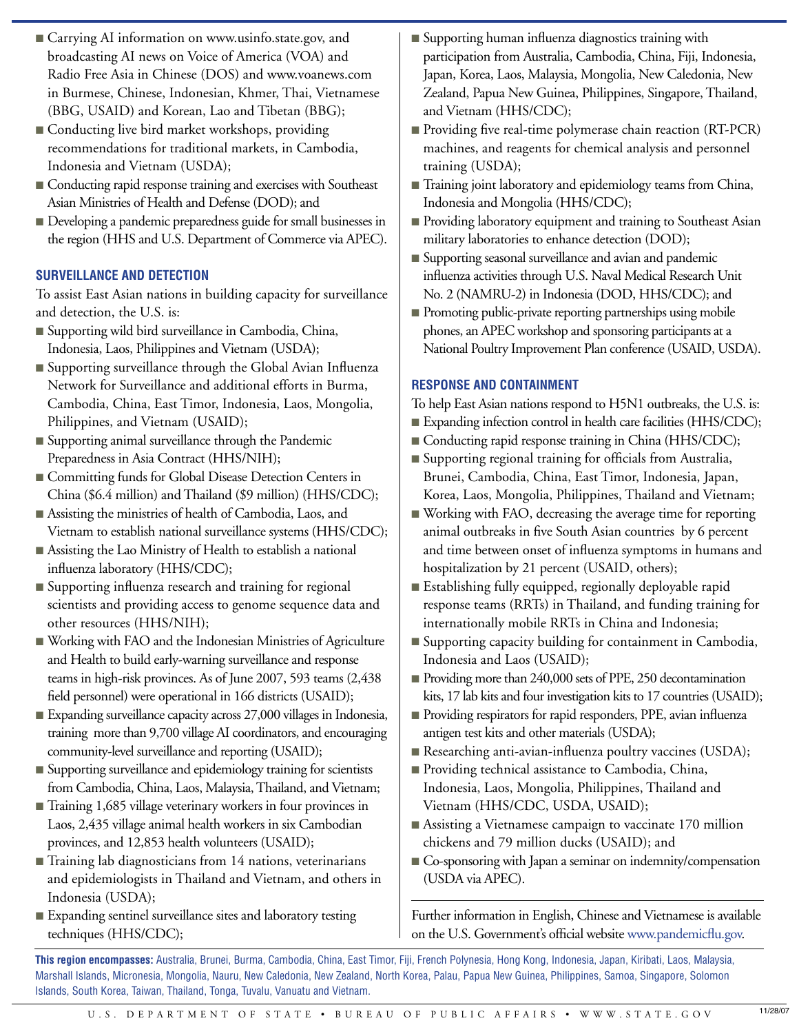- Carrying AI information on www.usinfo.state.gov, and broadcasting AI news on Voice of America (VOA) and Radio Free Asia in Chinese (DOS) and www.voanews.com in Burmese, Chinese, Indonesian, Khmer, Thai, Vietnamese (BBG, USAID) and Korean, Lao and Tibetan (BBG);
- Conducting live bird market workshops, providing recommendations for traditional markets, in Cambodia, Indonesia and Vietnam (USDA);
- Conducting rapid response training and exercises with Southeast Asian Ministries of Health and Defense (DOD); and
- Developing a pandemic preparedness guide for small businesses in the region (HHS and U.S. Department of Commerce via APEC).

## SURVEILLANCE AND DETECTION

To assist East Asian nations in building capacity for surveillance and detection, the U.S. is:

- Supporting wild bird surveillance in Cambodia, China, Indonesia, Laos, Philippines and Vietnam (USDA);
- Supporting surveillance through the Global Avian Influenza Network for Surveillance and additional efforts in Burma, Cambodia, China, East Timor, Indonesia, Laos, Mongolia, Philippines, and Vietnam (USAID);
- Supporting animal surveillance through the Pandemic Preparedness in Asia Contract (HHS/NIH);
- Committing funds for Global Disease Detection Centers in China ($6.4 million) and Thailand ($9 million) (HHS/CDC);
- Assisting the ministries of health of Cambodia, Laos, and Vietnam to establish national surveillance systems (HHS/CDC);
- Assisting the Lao Ministry of Health to establish a national influenza laboratory (HHS/CDC);
- Supporting influenza research and training for regional scientists and providing access to genome sequence data and other resources (HHS/NIH);
- Working with FAO and the Indonesian Ministries of Agriculture and Health to build early-warning surveillance and response teams in high-risk provinces. As of June 2007, 593 teams (2,438 field personnel) were operational in 166 districts (USAID);
- Expanding surveillance capacity across 27,000 villages in Indonesia, training more than 9,700 village AI coordinators, and encouraging community-level surveillance and reporting (USAID);
- Supporting surveillance and epidemiology training for scientists from Cambodia, China, Laos, Malaysia, Thailand, and Vietnam;
- Training 1,685 village veterinary workers in four provinces in Laos, 2,435 village animal health workers in six Cambodian provinces, and 12,853 health volunteers (USAID);
- Training lab diagnosticians from 14 nations, veterinarians and epidemiologists in Thailand and Vietnam, and others in Indonesia (USDA);
- Expanding sentinel surveillance sites and laboratory testing techniques (HHS/CDC);
- Supporting human influenza diagnostics training with participation from Australia, Cambodia, China, Fiji, Indonesia, Japan, Korea, Laos, Malaysia, Mongolia, New Caledonia, New Zealand, Papua New Guinea, Philippines, Singapore, Thailand, and Vietnam (HHS/CDC);
- Providing five real-time polymerase chain reaction (RT-PCR) machines, and reagents for chemical analysis and personnel training (USDA);
- Training joint laboratory and epidemiology teams from China, Indonesia and Mongolia (HHS/CDC);
- Providing laboratory equipment and training to Southeast Asian military laboratories to enhance detection (DOD);
- Supporting seasonal surveillance and avian and pandemic influenza activities through U.S. Naval Medical Research Unit No. 2 (NAMRU-2) in Indonesia (DOD, HHS/CDC); and
- Promoting public-private reporting partnerships using mobile phones, an APEC workshop and sponsoring participants at a National Poultry Improvement Plan conference (USAID, USDA).

## RESPONSE AND CONTAINMENT

To help East Asian nations respond to H5N1 outbreaks, the U.S. is:

- Expanding infection control in health care facilities (HHS/CDC);
- Conducting rapid response training in China (HHS/CDC);
- Supporting regional training for officials from Australia, Brunei, Cambodia, China, East Timor, Indonesia, Japan, Korea, Laos, Mongolia, Philippines, Thailand and Vietnam;
- Working with FAO, decreasing the average time for reporting animal outbreaks in five South Asian countries by 6 percent and time between onset of influenza symptoms in humans and hospitalization by 21 percent (USAID, others);
- Establishing fully equipped, regionally deployable rapid response teams (RRTs) in Thailand, and funding training for internationally mobile RRTs in China and Indonesia;
- Supporting capacity building for containment in Cambodia, Indonesia and Laos (USAID);
- Providing more than 240,000 sets of PPE, 250 decontamination kits, 17 lab kits and four investigation kits to 17 countries (USAID);
- Providing respirators for rapid responders, PPE, avian influenza antigen test kits and other materials (USDA);
- Researching anti-avian-influenza poultry vaccines (USDA);
- Providing technical assistance to Cambodia, China, Indonesia, Laos, Mongolia, Philippines, Thailand and Vietnam (HHS/CDC, USDA, USAID);
- Assisting a Vietnamese campaign to vaccinate 170 million chickens and 79 million ducks (USAID); and
- Co-sponsoring with Japan a seminar on indemnity/compensation (USDA via APEC).

Further information in English, Chinese and Vietnamese is available on the U.S. Government's official website www.pandemicflu.gov.

**This region encompasses:** Australia, Brunei, Burma, Cambodia, China, East Timor, Fiji, French Polynesia, Hong Kong, Indonesia, Japan, Kiribati, Laos, Malaysia, Marshall Islands, Micronesia, Mongolia, Nauru, New Caledonia, New Zealand, North Korea, Palau, Papua New Guinea, Philippines, Samoa, Singapore, Solomon Islands, South Korea, Taiwan, Thailand, Tonga, Tuvalu, Vanuatu and Vietnam.

U.S. DEPARTMENT OF STATE • BUREAU OF PUBLIC AFFAIRS • WWW.STATE.GOV 11/28/07